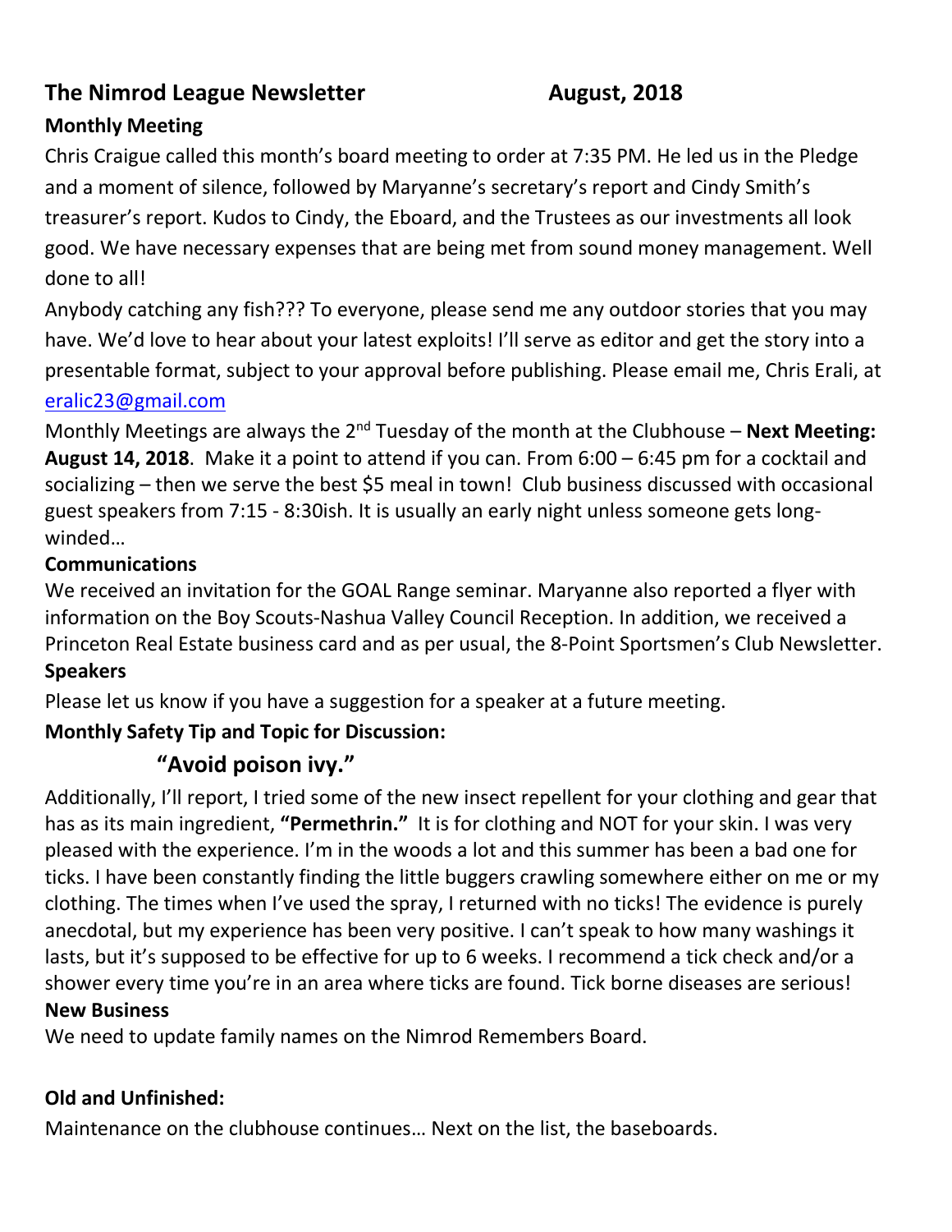# The Nimrod League Newsletter August, 2018

## Monthly Meeting

Chris Craigue called this month's board meeting to order at 7:35 PM. He led us in the Pledge and a moment of silence, followed by Maryanne's secretary's report and Cindy Smith's treasurer's report. Kudos to Cindy, the Eboard, and the Trustees as our investments all look good. We have necessary expenses that are being met from sound money management. Well done to all!

Anybody catching any fish??? To everyone, please send me any outdoor stories that you may have. We'd love to hear about your latest exploits! I'll serve as editor and get the story into a presentable format, subject to your approval before publishing. Please email me, Chris Erali, at eralic23@gmail.com

Monthly Meetings are always the 2nd Tuesday of the month at the Clubhouse – **Next Meeting: August 14, 2018**. Make it a point to attend if you can. From 6:00 – 6:45 pm for a cocktail and socializing – then we serve the best $5 meal in town! Club business discussed with occasional guest speakers from 7:15 - 8:30ish. It is usually an early night unless someone gets long-winded…

## Communications

We received an invitation for the GOAL Range seminar. Maryanne also reported a flyer with information on the Boy Scouts-Nashua Valley Council Reception. In addition, we received a Princeton Real Estate business card and as per usual, the 8-Point Sportsmen's Club Newsletter.

## Speakers

Please let us know if you have a suggestion for a speaker at a future meeting.

## Monthly Safety Tip and Topic for Discussion:

### "Avoid poison ivy."

Additionally, I'll report, I tried some of the new insect repellent for your clothing and gear that has as its main ingredient, **"Permethrin."** It is for clothing and NOT for your skin. I was very pleased with the experience. I'm in the woods a lot and this summer has been a bad one for ticks. I have been constantly finding the little buggers crawling somewhere either on me or my clothing. The times when I've used the spray, I returned with no ticks! The evidence is purely anecdotal, but my experience has been very positive. I can't speak to how many washings it lasts, but it's supposed to be effective for up to 6 weeks. I recommend a tick check and/or a shower every time you're in an area where ticks are found. Tick borne diseases are serious!

## New Business

We need to update family names on the Nimrod Remembers Board.

## Old and Unfinished:

Maintenance on the clubhouse continues… Next on the list, the baseboards.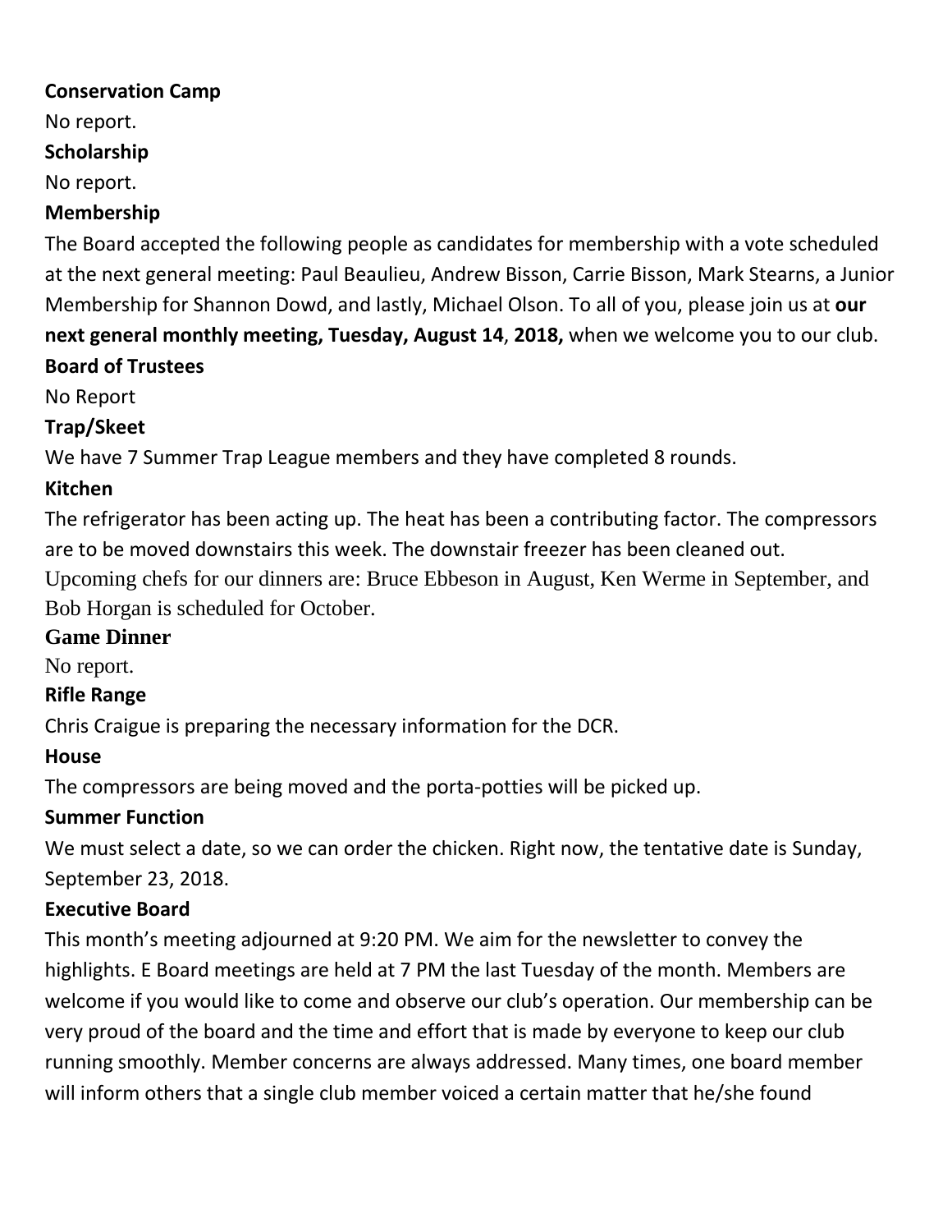**Conservation Camp**

No report.

**Scholarship**

No report.

**Membership**

The Board accepted the following people as candidates for membership with a vote scheduled at the next general meeting: Paul Beaulieu, Andrew Bisson, Carrie Bisson, Mark Stearns, a Junior Membership for Shannon Dowd, and lastly, Michael Olson. To all of you, please join us at **our next general monthly meeting, Tuesday, August 14**, **2018,** when we welcome you to our club.

**Board of Trustees**

No Report

**Trap/Skeet**

We have 7 Summer Trap League members and they have completed 8 rounds.

**Kitchen**

The refrigerator has been acting up. The heat has been a contributing factor. The compressors are to be moved downstairs this week. The downstair freezer has been cleaned out.

Upcoming chefs for our dinners are: Bruce Ebbeson in August, Ken Werme in September, and Bob Horgan is scheduled for October.

**Game Dinner**

No report.

**Rifle Range**

Chris Craigue is preparing the necessary information for the DCR.

**House**

The compressors are being moved and the porta-potties will be picked up.

**Summer Function**

We must select a date, so we can order the chicken. Right now, the tentative date is Sunday, September 23, 2018.

**Executive Board**

This month's meeting adjourned at 9:20 PM. We aim for the newsletter to convey the highlights. E Board meetings are held at 7 PM the last Tuesday of the month. Members are welcome if you would like to come and observe our club's operation. Our membership can be very proud of the board and the time and effort that is made by everyone to keep our club running smoothly. Member concerns are always addressed. Many times, one board member will inform others that a single club member voiced a certain matter that he/she found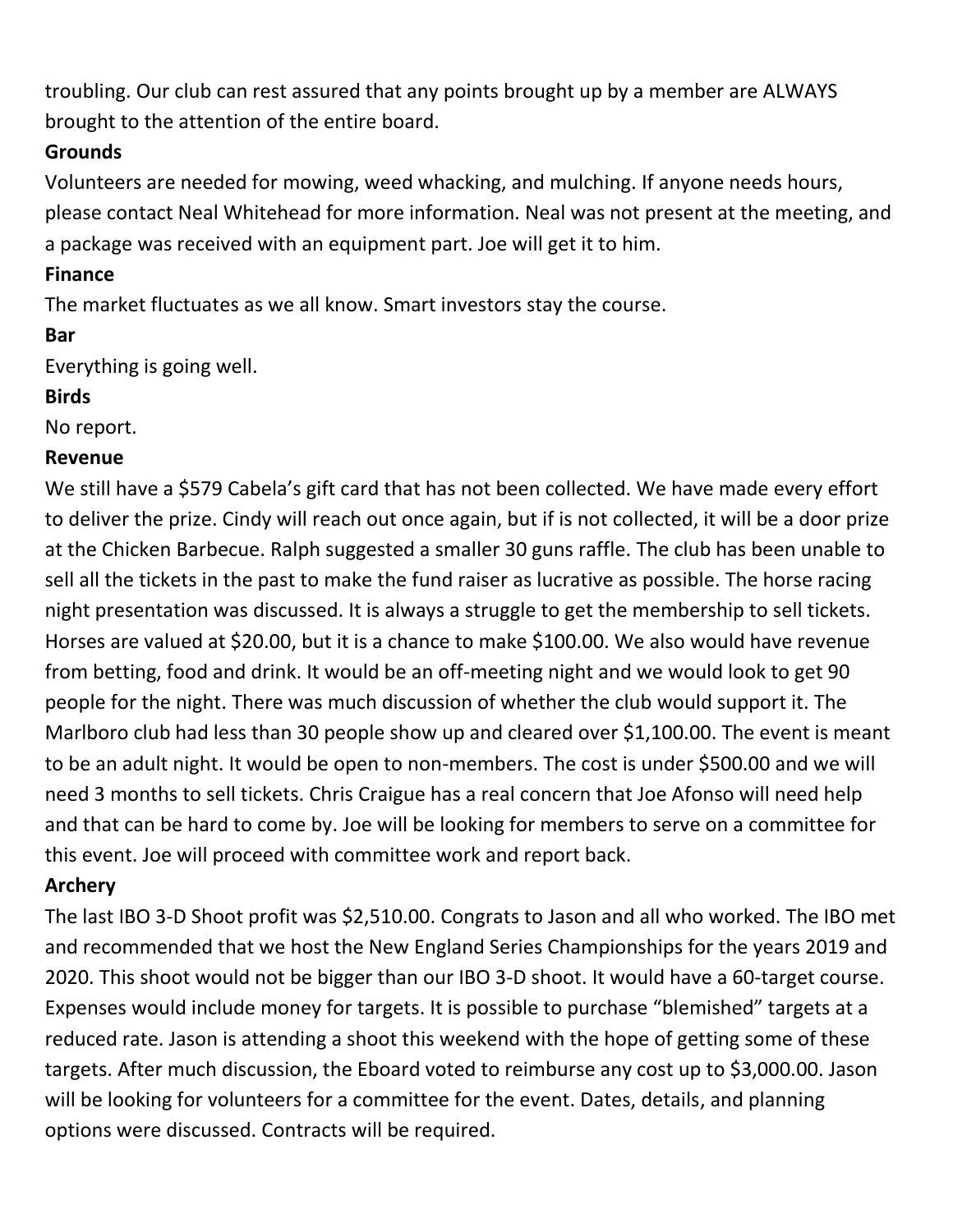troubling. Our club can rest assured that any points brought up by a member are ALWAYS brought to the attention of the entire board.

**Grounds**

Volunteers are needed for mowing, weed whacking, and mulching. If anyone needs hours, please contact Neal Whitehead for more information. Neal was not present at the meeting, and a package was received with an equipment part. Joe will get it to him.

**Finance**

The market fluctuates as we all know. Smart investors stay the course.

**Bar**

Everything is going well.

**Birds**

No report.

**Revenue**

We still have a $579 Cabela's gift card that has not been collected. We have made every effort to deliver the prize. Cindy will reach out once again, but if is not collected, it will be a door prize at the Chicken Barbecue. Ralph suggested a smaller 30 guns raffle. The club has been unable to sell all the tickets in the past to make the fund raiser as lucrative as possible. The horse racing night presentation was discussed. It is always a struggle to get the membership to sell tickets. Horses are valued at $20.00, but it is a chance to make $100.00. We also would have revenue from betting, food and drink. It would be an off-meeting night and we would look to get 90 people for the night. There was much discussion of whether the club would support it. The Marlboro club had less than 30 people show up and cleared over $1,100.00. The event is meant to be an adult night. It would be open to non-members. The cost is under $500.00 and we will need 3 months to sell tickets. Chris Craigue has a real concern that Joe Afonso will need help and that can be hard to come by. Joe will be looking for members to serve on a committee for this event. Joe will proceed with committee work and report back.

**Archery**

The last IBO 3-D Shoot profit was $2,510.00. Congrats to Jason and all who worked. The IBO met and recommended that we host the New England Series Championships for the years 2019 and 2020. This shoot would not be bigger than our IBO 3-D shoot. It would have a 60-target course. Expenses would include money for targets. It is possible to purchase "blemished" targets at a reduced rate. Jason is attending a shoot this weekend with the hope of getting some of these targets. After much discussion, the Eboard voted to reimburse any cost up to $3,000.00. Jason will be looking for volunteers for a committee for the event. Dates, details, and planning options were discussed. Contracts will be required.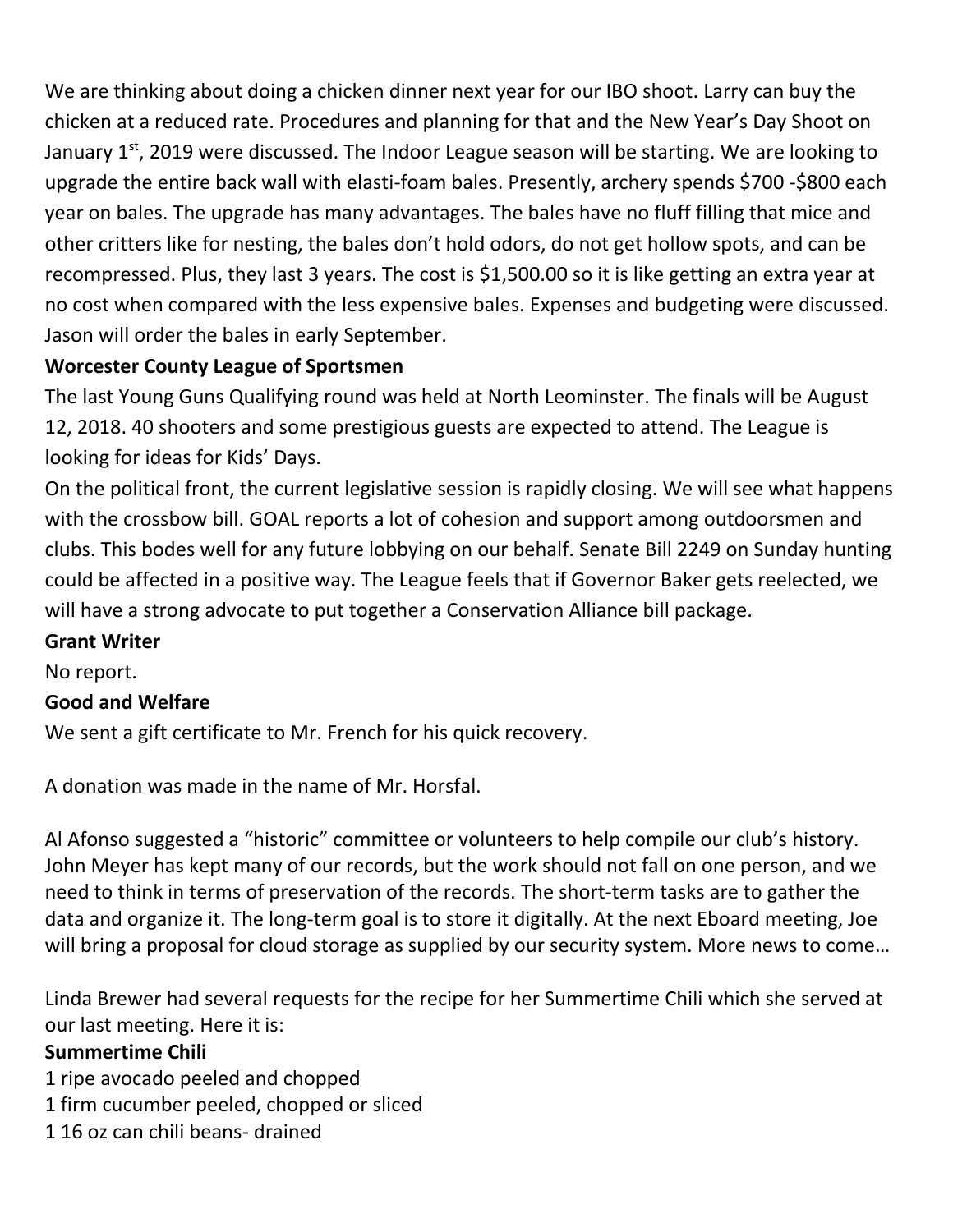We are thinking about doing a chicken dinner next year for our IBO shoot. Larry can buy the chicken at a reduced rate. Procedures and planning for that and the New Year's Day Shoot on January 1st, 2019 were discussed. The Indoor League season will be starting. We are looking to upgrade the entire back wall with elasti-foam bales. Presently, archery spends $700 -$800 each year on bales. The upgrade has many advantages. The bales have no fluff filling that mice and other critters like for nesting, the bales don't hold odors, do not get hollow spots, and can be recompressed. Plus, they last 3 years. The cost is $1,500.00 so it is like getting an extra year at no cost when compared with the less expensive bales. Expenses and budgeting were discussed. Jason will order the bales in early September.

**Worcester County League of Sportsmen**

The last Young Guns Qualifying round was held at North Leominster. The finals will be August 12, 2018. 40 shooters and some prestigious guests are expected to attend. The League is looking for ideas for Kids' Days.

On the political front, the current legislative session is rapidly closing. We will see what happens with the crossbow bill. GOAL reports a lot of cohesion and support among outdoorsmen and clubs. This bodes well for any future lobbying on our behalf. Senate Bill 2249 on Sunday hunting could be affected in a positive way. The League feels that if Governor Baker gets reelected, we will have a strong advocate to put together a Conservation Alliance bill package.

**Grant Writer**

No report.

**Good and Welfare**

We sent a gift certificate to Mr. French for his quick recovery.

A donation was made in the name of Mr. Horsfal.

Al Afonso suggested a "historic" committee or volunteers to help compile our club's history. John Meyer has kept many of our records, but the work should not fall on one person, and we need to think in terms of preservation of the records. The short-term tasks are to gather the data and organize it. The long-term goal is to store it digitally. At the next Eboard meeting, Joe will bring a proposal for cloud storage as supplied by our security system. More news to come…

Linda Brewer had several requests for the recipe for her Summertime Chili which she served at our last meeting. Here it is:

**Summertime Chili**

1 ripe avocado peeled and chopped
1 firm cucumber peeled, chopped or sliced
1 16 oz can chili beans- drained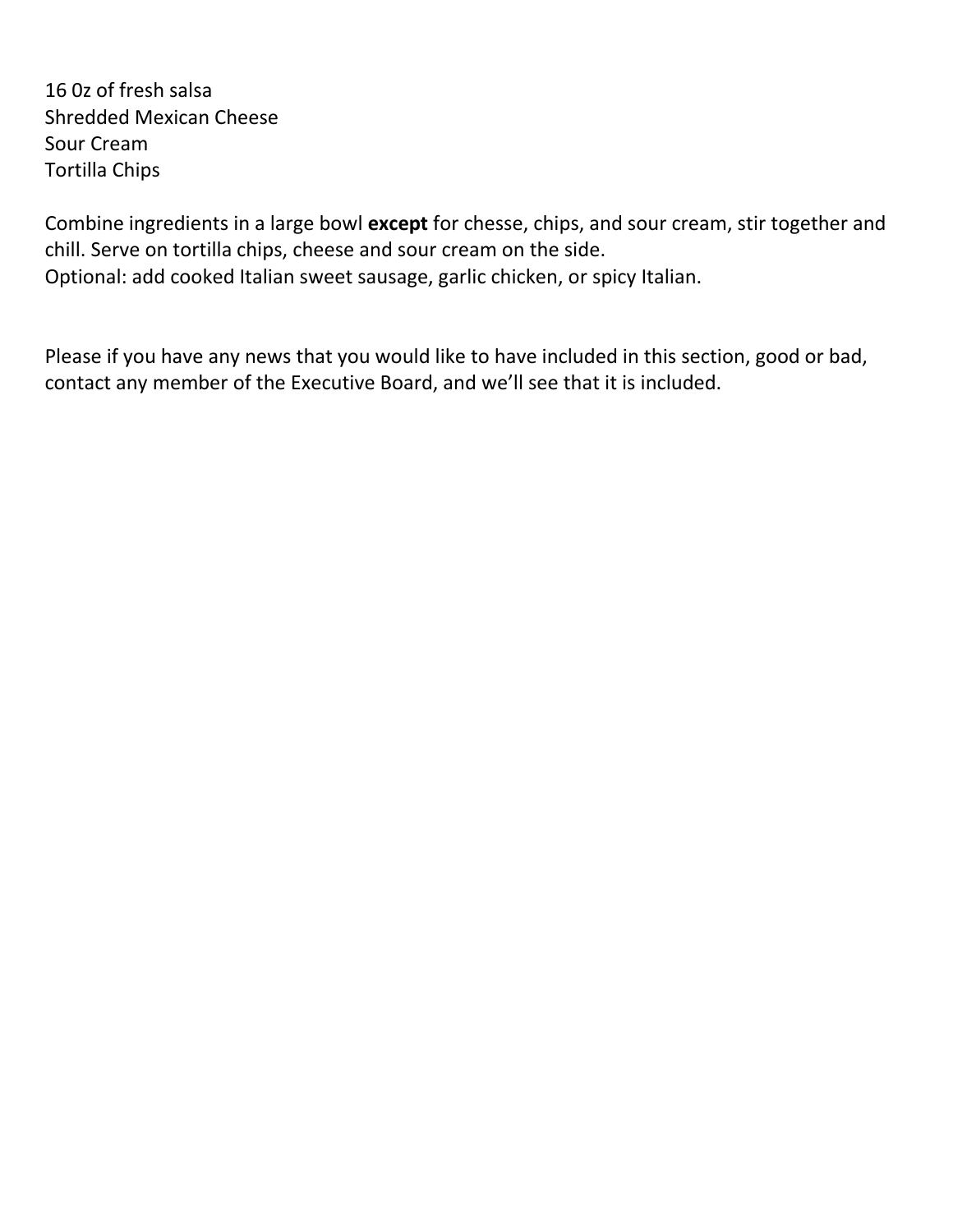16 0z of fresh salsa
Shredded Mexican Cheese
Sour Cream
Tortilla Chips

Combine ingredients in a large bowl **except** for chesse, chips, and sour cream, stir together and chill. Serve on tortilla chips, cheese and sour cream on the side.
Optional: add cooked Italian sweet sausage, garlic chicken, or spicy Italian.

Please if you have any news that you would like to have included in this section, good or bad, contact any member of the Executive Board, and we'll see that it is included.